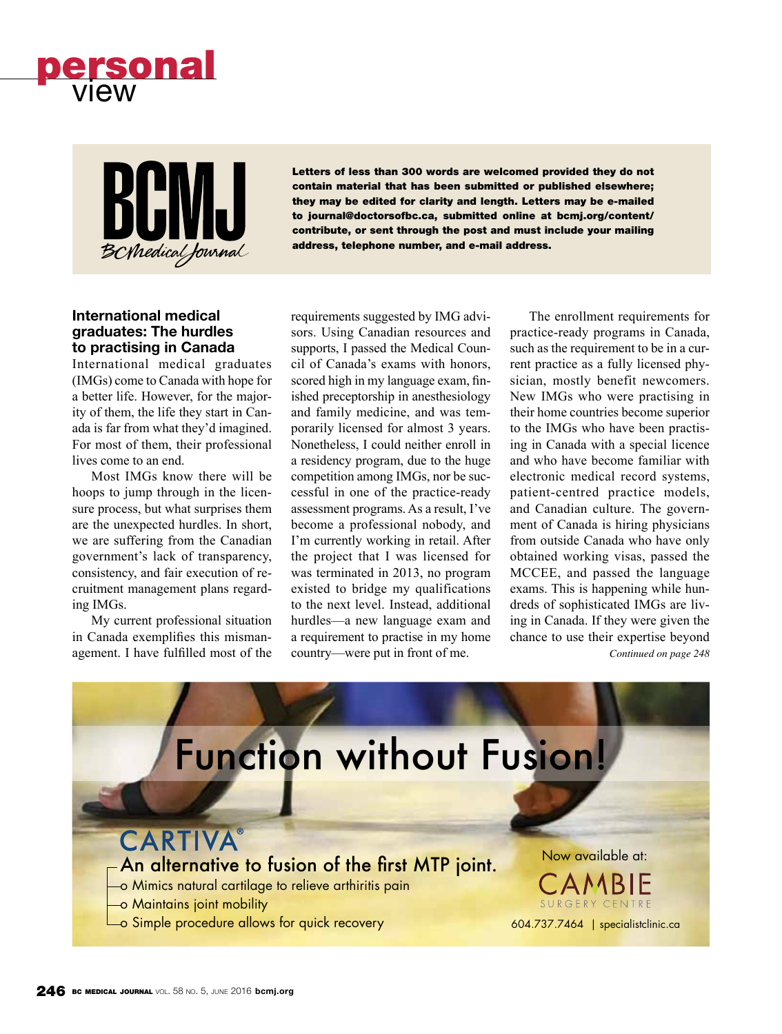# personal view

Letters of less than 300 words are welcomed provided they do not contain material that has been submitted or published elsewhere; they may be edited for clarity and length. Letters may be e-mailed to journal@doctorsofbc.ca, submitted online at bcmj.org/content/contribute, or sent through the post and must include your mailing address, telephone number, and e-mail address.

## International medical graduates: The hurdles to practising in Canada

International medical graduates (IMGs) come to Canada with hope for a better life. However, for the majority of them, the life they start in Canada is far from what they'd imagined. For most of them, their professional lives come to an end.

Most IMGs know there will be hoops to jump through in the licensure process, but what surprises them are the unexpected hurdles. In short, we are suffering from the Canadian government's lack of transparency, consistency, and fair execution of recruitment management plans regarding IMGs.

My current professional situation in Canada exemplifies this mismanagement. I have fulfilled most of the requirements suggested by IMG advisors. Using Canadian resources and supports, I passed the Medical Council of Canada's exams with honors, scored high in my language exam, finished preceptorship in anesthesiology and family medicine, and was temporarily licensed for almost 3 years. Nonetheless, I could neither enroll in a residency program, due to the huge competition among IMGs, nor be successful in one of the practice-ready assessment programs. As a result, I've become a professional nobody, and I'm currently working in retail. After the project that I was licensed for was terminated in 2013, no program existed to bridge my qualifications to the next level. Instead, additional hurdles—a new language exam and a requirement to practise in my home country—were put in front of me.

The enrollment requirements for practice-ready programs in Canada, such as the requirement to be in a current practice as a fully licensed physician, mostly benefit newcomers. New IMGs who were practising in their home countries become superior to the IMGs who have been practising in Canada with a special licence and who have become familiar with electronic medical record systems, patient-centred practice models, and Canadian culture. The government of Canada is hiring physicians from outside Canada who have only obtained working visas, passed the MCCEE, and passed the language exams. This is happening while hundreds of sophisticated IMGs are living in Canada. If they were given the chance to use their expertise beyond

*Continued on page 248*

Function without Fusion!

CARTIVA®

An alternative to fusion of the first MTP joint.

- Mimics natural cartilage to relieve arthiritis pain
- Maintains joint mobility
- Simple procedure allows for quick recovery

Now available at:

CAMBIE SURGERY CENTRE

604.737.7464 | specialistclinic.ca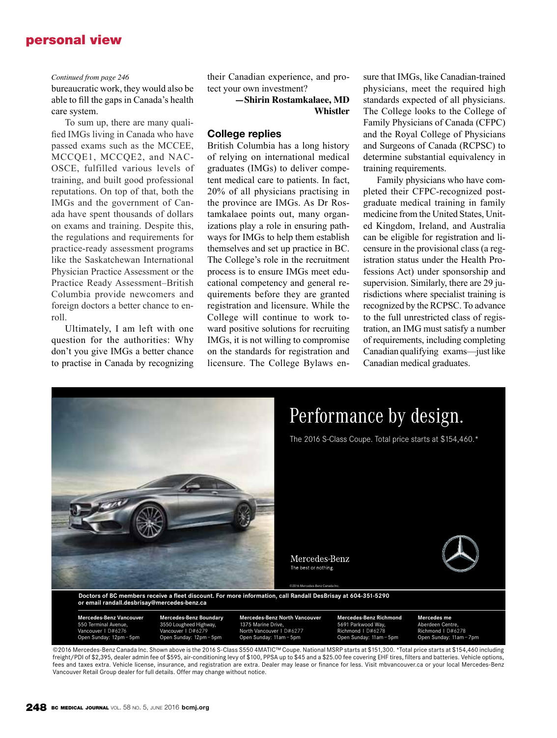*Continued from page 246*

bureaucratic work, they would also be able to fill the gaps in Canada's health care system.

To sum up, there are many qualified IMGs living in Canada who have passed exams such as the MCCEE, MCCQE1, MCCQE2, and NAC-OSCE, fulfilled various levels of training, and built good professional reputations. On top of that, both the IMGs and the government of Canada have spent thousands of dollars on exams and training. Despite this, the regulations and requirements for practice-ready assessment programs like the Saskatchewan International Physician Practice Assessment or the Practice Ready Assessment–British Columbia provide newcomers and foreign doctors a better chance to enroll.

Ultimately, I am left with one question for the authorities: Why don't you give IMGs a better chance to practise in Canada by recognizing their Canadian experience, and protect your own investment?

**—Shirin Rostamkalaee, MD**
**Whistler**

## College replies

British Columbia has a long history of relying on international medical graduates (IMGs) to deliver competent medical care to patients. In fact, 20% of all physicians practising in the province are IMGs. As Dr Rostamkalaee points out, many organizations play a role in ensuring pathways for IMGs to help them establish themselves and set up practice in BC. The College's role in the recruitment process is to ensure IMGs meet educational competency and general requirements before they are granted registration and licensure. While the College will continue to work toward positive solutions for recruiting IMGs, it is not willing to compromise on the standards for registration and licensure. The College Bylaws ensure that IMGs, like Canadian-trained physicians, meet the required high standards expected of all physicians. The College looks to the College of Family Physicians of Canada (CFPC) and the Royal College of Physicians and Surgeons of Canada (RCPSC) to determine substantial equivalency in training requirements.

Family physicians who have completed their CFPC-recognized postgraduate medical training in family medicine from the United States, United Kingdom, Ireland, and Australia can be eligible for registration and licensure in the provisional class (a registration status under the Health Professions Act) under sponsorship and supervision. Similarly, there are 29 jurisdictions where specialist training is recognized by the RCPSC. To advance to the full unrestricted class of registration, an IMG must satisfy a number of requirements, including completing Canadian qualifying exams—just like Canadian medical graduates.

---

Performance by design.

The 2016 S-Class Coupe. Total price starts at $154,460.*

Mercedes-Benz
The best or nothing.

©2016 Mercedes-Benz Canada Inc.

**Doctors of BC members receive a fleet discount. For more information, call Randall DesBrisay at 604-351-5290 or email randall.desbrisay@mercedes-benz.ca**

| **Mercedes-Benz Vancouver** | **Mercedes-Benz Boundary** | **Mercedes-Benz North Vancouver** | **Mercedes-Benz Richmond** | **Mercedes me** |
|---|---|---|---|---|
| 550 Terminal Avenue, Vancouver I D#6276 Open Sunday: 12pm – 5pm | 3550 Lougheed Highway, Vancouver I D#6279 Open Sunday: 12pm – 5pm | 1375 Marine Drive, North Vancouver I D#6277 Open Sunday: 11am – 5pm | 5691 Parkwood Way, Richmond I D#6278 Open Sunday: 11am – 5pm | Aberdeen Centre, Richmond I D#6278 Open Sunday: 11am – 7pm |

©2016 Mercedes-Benz Canada Inc. Shown above is the 2016 S-Class S550 4MATIC™ Coupe. National MSRP starts at $151,300. *Total price starts at $154,460 including freight/PDI of $2,395, dealer admin fee of $595, air-conditioning levy of $100, PPSA up to $45 and a $25.00 fee covering EHF tires, filters and batteries. Vehicle options, fees and taxes extra. Vehicle license, insurance, and registration are extra. Dealer may lease or finance for less. Visit mbvancouver.ca or your local Mercedes-Benz Vancouver Retail Group dealer for full details. Offer may change without notice.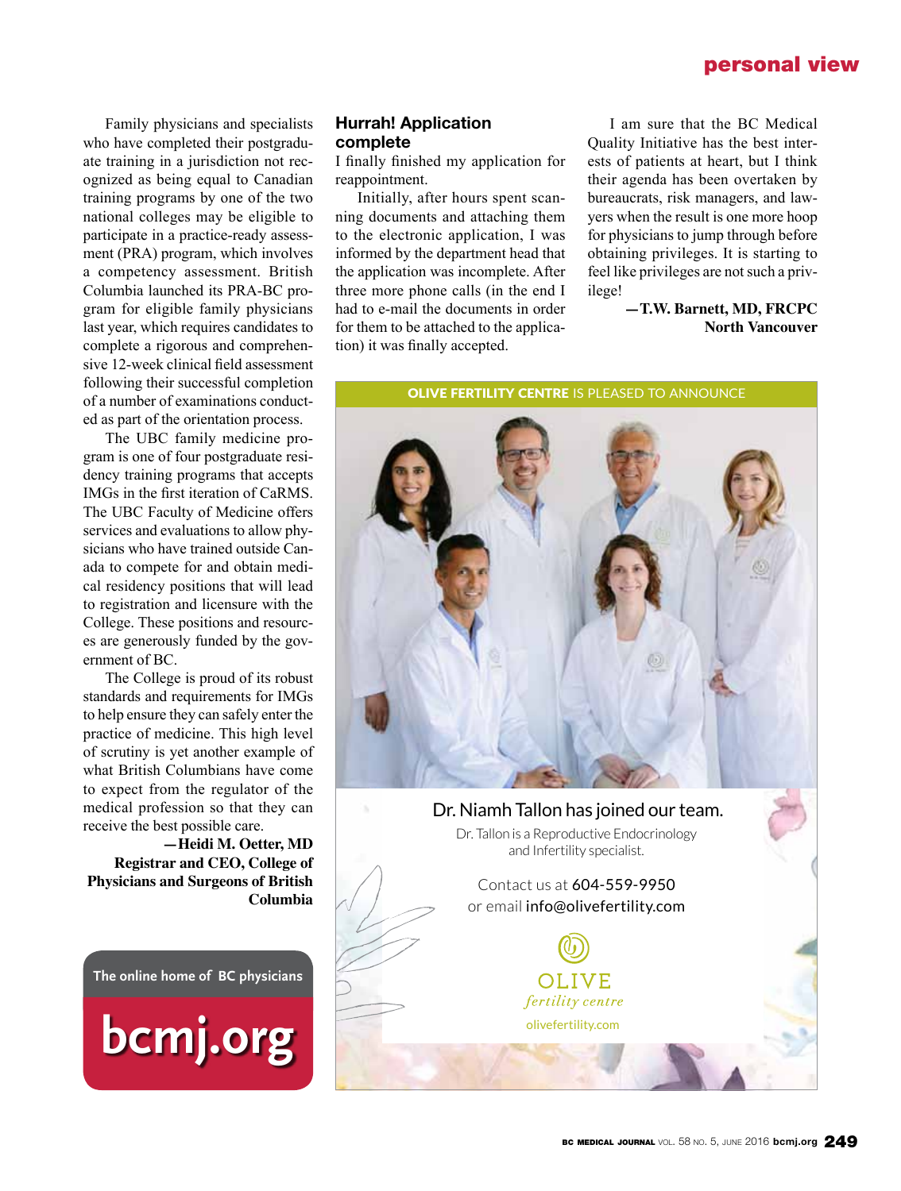Family physicians and specialists who have completed their postgraduate training in a jurisdiction not recognized as being equal to Canadian training programs by one of the two national colleges may be eligible to participate in a practice-ready assessment (PRA) program, which involves a competency assessment. British Columbia launched its PRA-BC program for eligible family physicians last year, which requires candidates to complete a rigorous and comprehensive 12-week clinical field assessment following their successful completion of a number of examinations conducted as part of the orientation process.

The UBC family medicine program is one of four postgraduate residency training programs that accepts IMGs in the first iteration of CaRMS. The UBC Faculty of Medicine offers services and evaluations to allow physicians who have trained outside Canada to compete for and obtain medical residency positions that will lead to registration and licensure with the College. These positions and resources are generously funded by the government of BC.

The College is proud of its robust standards and requirements for IMGs to help ensure they can safely enter the practice of medicine. This high level of scrutiny is yet another example of what British Columbians have come to expect from the regulator of the medical profession so that they can receive the best possible care.

**—Heidi M. Oetter, MD**
**Registrar and CEO, College of Physicians and Surgeons of British Columbia**

## Hurrah! Application complete

I finally finished my application for reappointment.

Initially, after hours spent scanning documents and attaching them to the electronic application, I was informed by the department head that the application was incomplete. After three more phone calls (in the end I had to e-mail the documents in order for them to be attached to the application) it was finally accepted.

I am sure that the BC Medical Quality Initiative has the best interests of patients at heart, but I think their agenda has been overtaken by bureaucrats, risk managers, and lawyers when the result is one more hoop for physicians to jump through before obtaining privileges. It is starting to feel like privileges are not such a privilege!

**—T.W. Barnett, MD, FRCPC**
**North Vancouver**

The online home of BC physicians

bcmj.org

**OLIVE FERTILITY CENTRE** IS PLEASED TO ANNOUNCE

Dr. Niamh Tallon has joined our team.

Dr. Tallon is a Reproductive Endocrinology and Infertility specialist.

Contact us at 604-559-9950
or email info@olivefertility.com

OLIVE
*fertility centre*
olivefertility.com